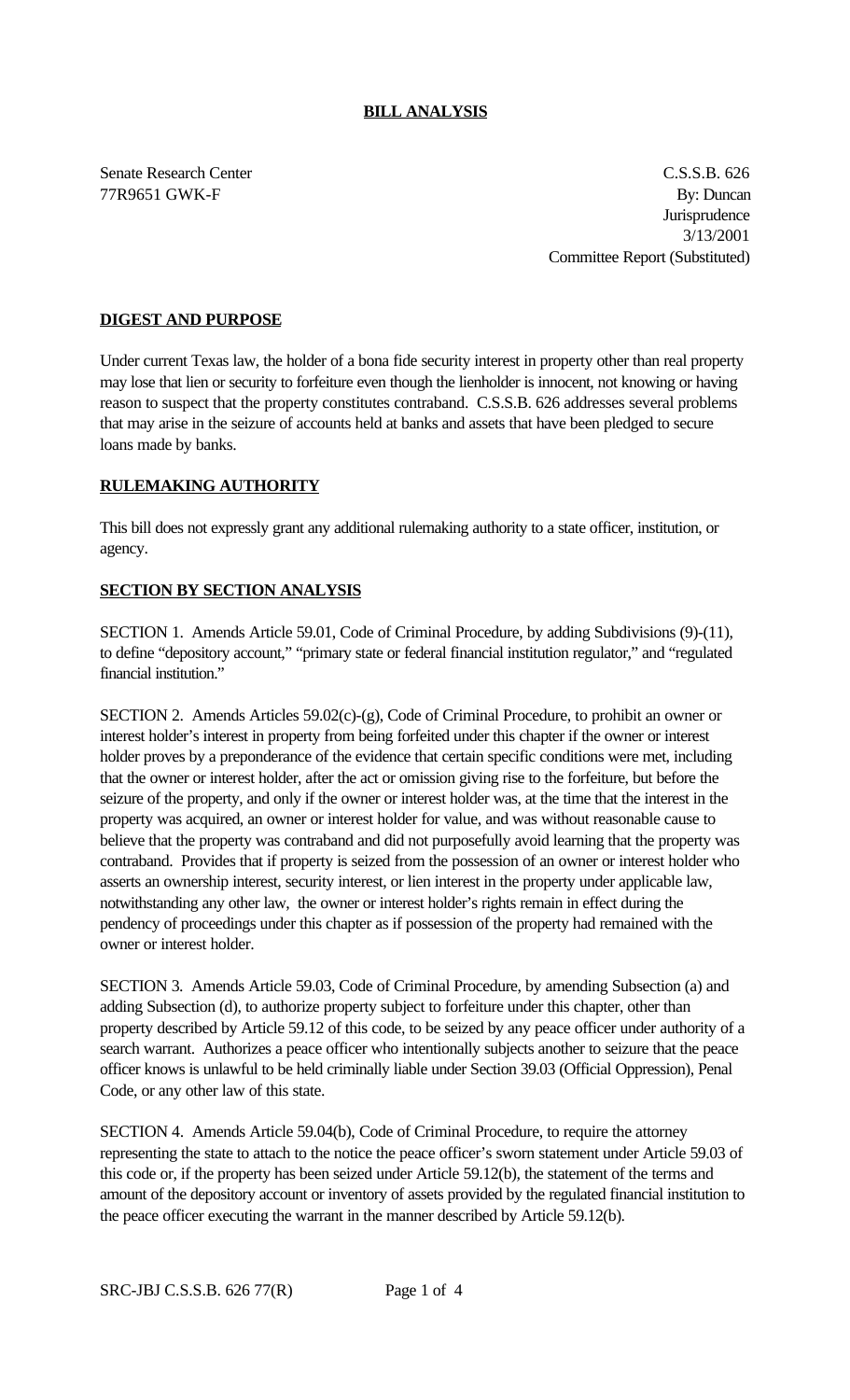# BILL ANALYSIS

Senate Research Center
77R9651 GWK-F

C.S.S.B. 626
By: Duncan
Jurisprudence
3/13/2001
Committee Report (Substituted)

## DIGEST AND PURPOSE

Under current Texas law, the holder of a bona fide security interest in property other than real property may lose that lien or security to forfeiture even though the lienholder is innocent, not knowing or having reason to suspect that the property constitutes contraband. C.S.S.B. 626 addresses several problems that may arise in the seizure of accounts held at banks and assets that have been pledged to secure loans made by banks.

## RULEMAKING AUTHORITY

This bill does not expressly grant any additional rulemaking authority to a state officer, institution, or agency.

## SECTION BY SECTION ANALYSIS

SECTION 1. Amends Article 59.01, Code of Criminal Procedure, by adding Subdivisions (9)-(11), to define "depository account," "primary state or federal financial institution regulator," and "regulated financial institution."

SECTION 2. Amends Articles 59.02(c)-(g), Code of Criminal Procedure, to prohibit an owner or interest holder's interest in property from being forfeited under this chapter if the owner or interest holder proves by a preponderance of the evidence that certain specific conditions were met, including that the owner or interest holder, after the act or omission giving rise to the forfeiture, but before the seizure of the property, and only if the owner or interest holder was, at the time that the interest in the property was acquired, an owner or interest holder for value, and was without reasonable cause to believe that the property was contraband and did not purposefully avoid learning that the property was contraband. Provides that if property is seized from the possession of an owner or interest holder who asserts an ownership interest, security interest, or lien interest in the property under applicable law, notwithstanding any other law, the owner or interest holder's rights remain in effect during the pendency of proceedings under this chapter as if possession of the property had remained with the owner or interest holder.

SECTION 3. Amends Article 59.03, Code of Criminal Procedure, by amending Subsection (a) and adding Subsection (d), to authorize property subject to forfeiture under this chapter, other than property described by Article 59.12 of this code, to be seized by any peace officer under authority of a search warrant. Authorizes a peace officer who intentionally subjects another to seizure that the peace officer knows is unlawful to be held criminally liable under Section 39.03 (Official Oppression), Penal Code, or any other law of this state.

SECTION 4. Amends Article 59.04(b), Code of Criminal Procedure, to require the attorney representing the state to attach to the notice the peace officer's sworn statement under Article 59.03 of this code or, if the property has been seized under Article 59.12(b), the statement of the terms and amount of the depository account or inventory of assets provided by the regulated financial institution to the peace officer executing the warrant in the manner described by Article 59.12(b).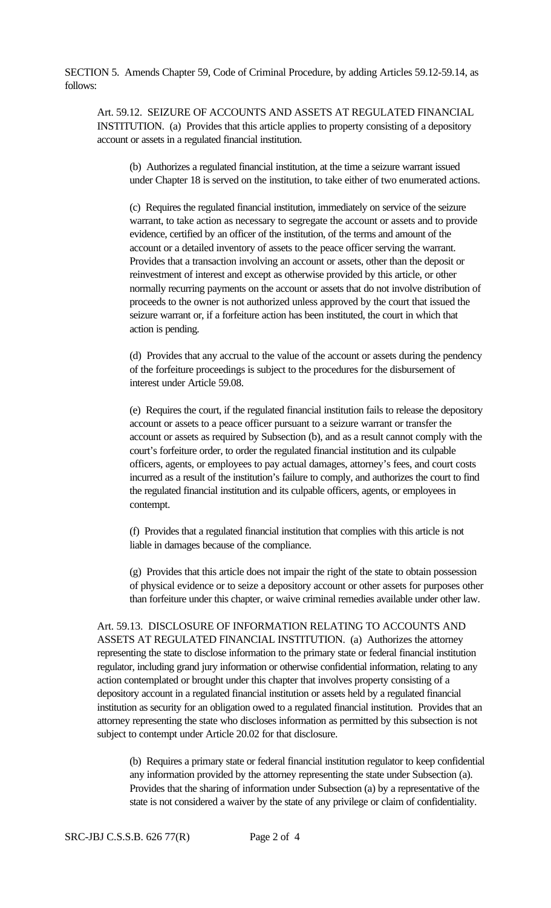SECTION 5. Amends Chapter 59, Code of Criminal Procedure, by adding Articles 59.12-59.14, as follows:

Art. 59.12. SEIZURE OF ACCOUNTS AND ASSETS AT REGULATED FINANCIAL INSTITUTION. (a) Provides that this article applies to property consisting of a depository account or assets in a regulated financial institution.

(b) Authorizes a regulated financial institution, at the time a seizure warrant issued under Chapter 18 is served on the institution, to take either of two enumerated actions.

(c) Requires the regulated financial institution, immediately on service of the seizure warrant, to take action as necessary to segregate the account or assets and to provide evidence, certified by an officer of the institution, of the terms and amount of the account or a detailed inventory of assets to the peace officer serving the warrant. Provides that a transaction involving an account or assets, other than the deposit or reinvestment of interest and except as otherwise provided by this article, or other normally recurring payments on the account or assets that do not involve distribution of proceeds to the owner is not authorized unless approved by the court that issued the seizure warrant or, if a forfeiture action has been instituted, the court in which that action is pending.

(d) Provides that any accrual to the value of the account or assets during the pendency of the forfeiture proceedings is subject to the procedures for the disbursement of interest under Article 59.08.

(e) Requires the court, if the regulated financial institution fails to release the depository account or assets to a peace officer pursuant to a seizure warrant or transfer the account or assets as required by Subsection (b), and as a result cannot comply with the court's forfeiture order, to order the regulated financial institution and its culpable officers, agents, or employees to pay actual damages, attorney's fees, and court costs incurred as a result of the institution's failure to comply, and authorizes the court to find the regulated financial institution and its culpable officers, agents, or employees in contempt.

(f) Provides that a regulated financial institution that complies with this article is not liable in damages because of the compliance.

(g) Provides that this article does not impair the right of the state to obtain possession of physical evidence or to seize a depository account or other assets for purposes other than forfeiture under this chapter, or waive criminal remedies available under other law.

Art. 59.13. DISCLOSURE OF INFORMATION RELATING TO ACCOUNTS AND ASSETS AT REGULATED FINANCIAL INSTITUTION. (a) Authorizes the attorney representing the state to disclose information to the primary state or federal financial institution regulator, including grand jury information or otherwise confidential information, relating to any action contemplated or brought under this chapter that involves property consisting of a depository account in a regulated financial institution or assets held by a regulated financial institution as security for an obligation owed to a regulated financial institution. Provides that an attorney representing the state who discloses information as permitted by this subsection is not subject to contempt under Article 20.02 for that disclosure.

(b) Requires a primary state or federal financial institution regulator to keep confidential any information provided by the attorney representing the state under Subsection (a). Provides that the sharing of information under Subsection (a) by a representative of the state is not considered a waiver by the state of any privilege or claim of confidentiality.

SRC-JBJ C.S.S.B. 626 77(R)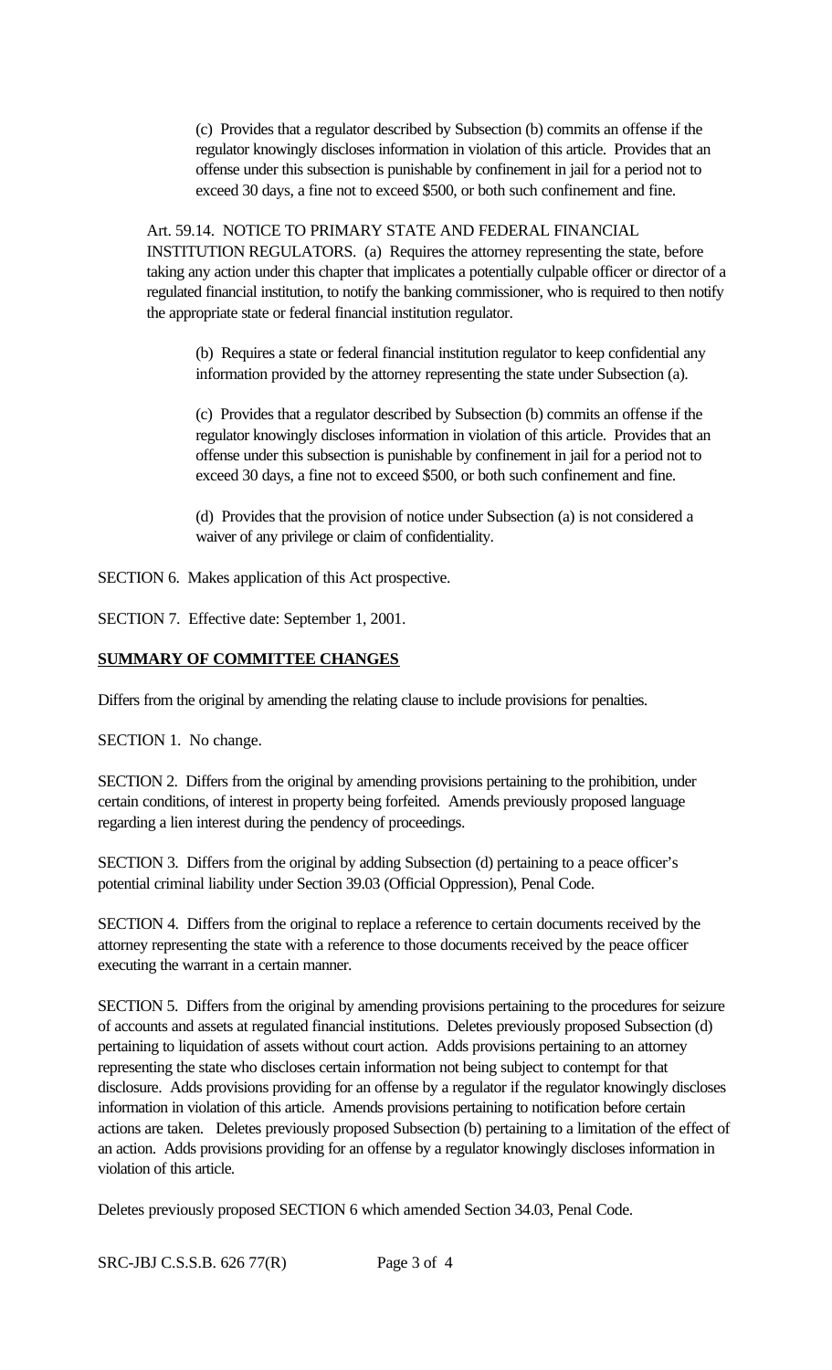(c) Provides that a regulator described by Subsection (b) commits an offense if the regulator knowingly discloses information in violation of this article. Provides that an offense under this subsection is punishable by confinement in jail for a period not to exceed 30 days, a fine not to exceed $500, or both such confinement and fine.

Art. 59.14. NOTICE TO PRIMARY STATE AND FEDERAL FINANCIAL INSTITUTION REGULATORS. (a) Requires the attorney representing the state, before taking any action under this chapter that implicates a potentially culpable officer or director of a regulated financial institution, to notify the banking commissioner, who is required to then notify the appropriate state or federal financial institution regulator.

(b) Requires a state or federal financial institution regulator to keep confidential any information provided by the attorney representing the state under Subsection (a).

(c) Provides that a regulator described by Subsection (b) commits an offense if the regulator knowingly discloses information in violation of this article. Provides that an offense under this subsection is punishable by confinement in jail for a period not to exceed 30 days, a fine not to exceed $500, or both such confinement and fine.

(d) Provides that the provision of notice under Subsection (a) is not considered a waiver of any privilege or claim of confidentiality.

SECTION 6. Makes application of this Act prospective.

SECTION 7. Effective date: September 1, 2001.

**SUMMARY OF COMMITTEE CHANGES**

Differs from the original by amending the relating clause to include provisions for penalties.

SECTION 1. No change.

SECTION 2. Differs from the original by amending provisions pertaining to the prohibition, under certain conditions, of interest in property being forfeited. Amends previously proposed language regarding a lien interest during the pendency of proceedings.

SECTION 3. Differs from the original by adding Subsection (d) pertaining to a peace officer's potential criminal liability under Section 39.03 (Official Oppression), Penal Code.

SECTION 4. Differs from the original to replace a reference to certain documents received by the attorney representing the state with a reference to those documents received by the peace officer executing the warrant in a certain manner.

SECTION 5. Differs from the original by amending provisions pertaining to the procedures for seizure of accounts and assets at regulated financial institutions. Deletes previously proposed Subsection (d) pertaining to liquidation of assets without court action. Adds provisions pertaining to an attorney representing the state who discloses certain information not being subject to contempt for that disclosure. Adds provisions providing for an offense by a regulator if the regulator knowingly discloses information in violation of this article. Amends provisions pertaining to notification before certain actions are taken. Deletes previously proposed Subsection (b) pertaining to a limitation of the effect of an action. Adds provisions providing for an offense by a regulator knowingly discloses information in violation of this article.

Deletes previously proposed SECTION 6 which amended Section 34.03, Penal Code.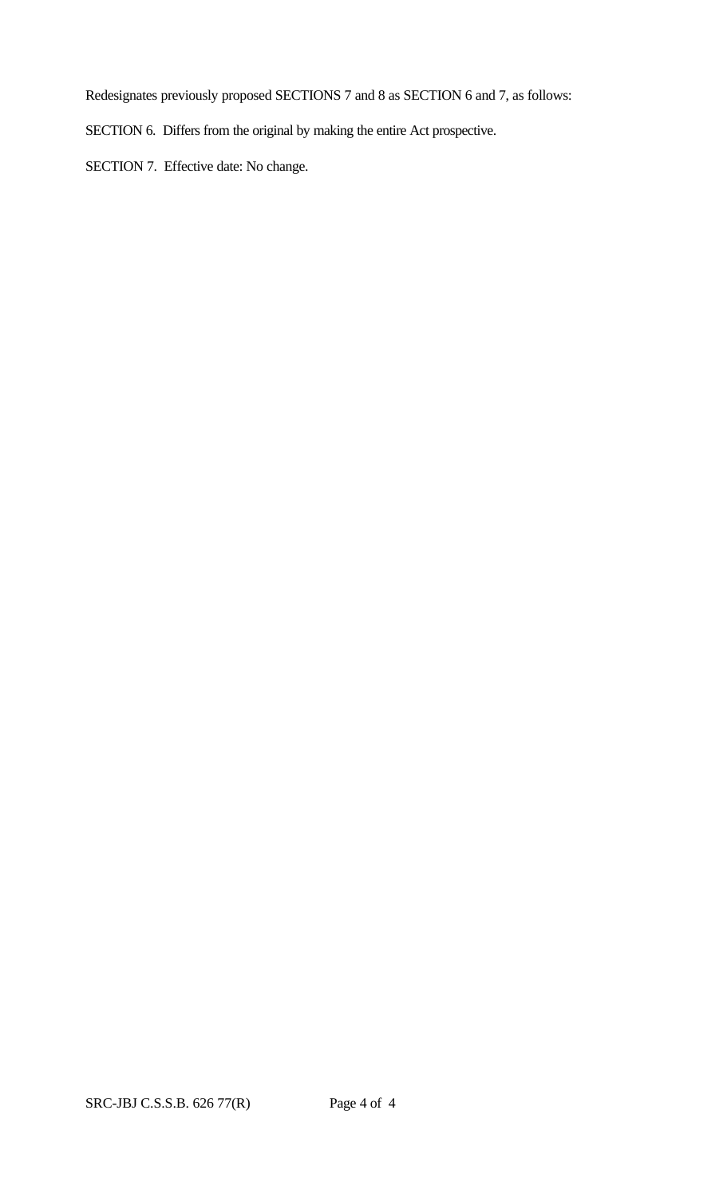Redesignates previously proposed SECTIONS 7 and 8 as SECTION 6 and 7, as follows:

SECTION 6. Differs from the original by making the entire Act prospective.

SECTION 7. Effective date: No change.